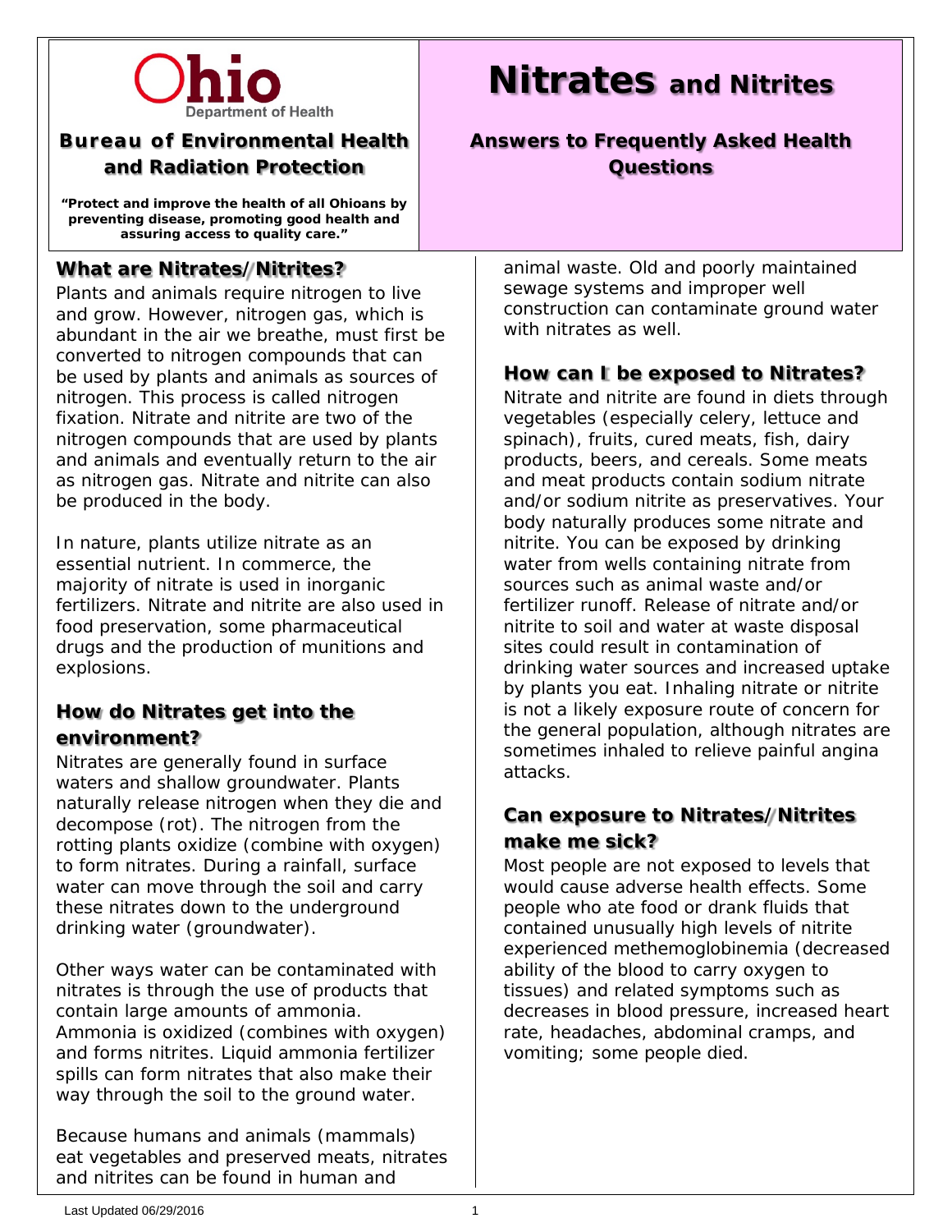Ohio Department of Health

**Bureau of Environmental Health and Radiation Protection**

**"Protect and improve the health of all Ohioans by preventing disease, promoting good health and assuring access to quality care."**

# Nitrates and Nitrites

## Answers to Frequently Asked Health Questions

### What are Nitrates/Nitrites?

Plants and animals require nitrogen to live and grow. However, nitrogen gas, which is abundant in the air we breathe, must first be converted to nitrogen compounds that can be used by plants and animals as sources of nitrogen. This process is called nitrogen fixation. Nitrate and nitrite are two of the nitrogen compounds that are used by plants and animals and eventually return to the air as nitrogen gas. Nitrate and nitrite can also be produced in the body.

In nature, plants utilize nitrate as an essential nutrient. In commerce, the majority of nitrate is used in inorganic fertilizers. Nitrate and nitrite are also used in food preservation, some pharmaceutical drugs and the production of munitions and explosions.

### How do Nitrates get into the environment?

Nitrates are generally found in surface waters and shallow groundwater. Plants naturally release nitrogen when they die and decompose (rot). The nitrogen from the rotting plants oxidize (combine with oxygen) to form nitrates. During a rainfall, surface water can move through the soil and carry these nitrates down to the underground drinking water (groundwater).

Other ways water can be contaminated with nitrates is through the use of products that contain large amounts of ammonia. Ammonia is oxidized (combines with oxygen) and forms nitrites. Liquid ammonia fertilizer spills can form nitrates that also make their way through the soil to the ground water.

Because humans and animals (mammals) eat vegetables and preserved meats, nitrates and nitrites can be found in human and animal waste. Old and poorly maintained sewage systems and improper well construction can contaminate ground water with nitrates as well.

### How can I be exposed to Nitrates?

Nitrate and nitrite are found in diets through vegetables (especially celery, lettuce and spinach), fruits, cured meats, fish, dairy products, beers, and cereals. Some meats and meat products contain sodium nitrate and/or sodium nitrite as preservatives. Your body naturally produces some nitrate and nitrite. You can be exposed by drinking water from wells containing nitrate from sources such as animal waste and/or fertilizer runoff. Release of nitrate and/or nitrite to soil and water at waste disposal sites could result in contamination of drinking water sources and increased uptake by plants you eat. Inhaling nitrate or nitrite is not a likely exposure route of concern for the general population, although nitrates are sometimes inhaled to relieve painful angina attacks.

### Can exposure to Nitrates/Nitrites make me sick?

Most people are not exposed to levels that would cause adverse health effects. Some people who ate food or drank fluids that contained unusually high levels of nitrite experienced methemoglobinemia (decreased ability of the blood to carry oxygen to tissues) and related symptoms such as decreases in blood pressure, increased heart rate, headaches, abdominal cramps, and vomiting; some people died.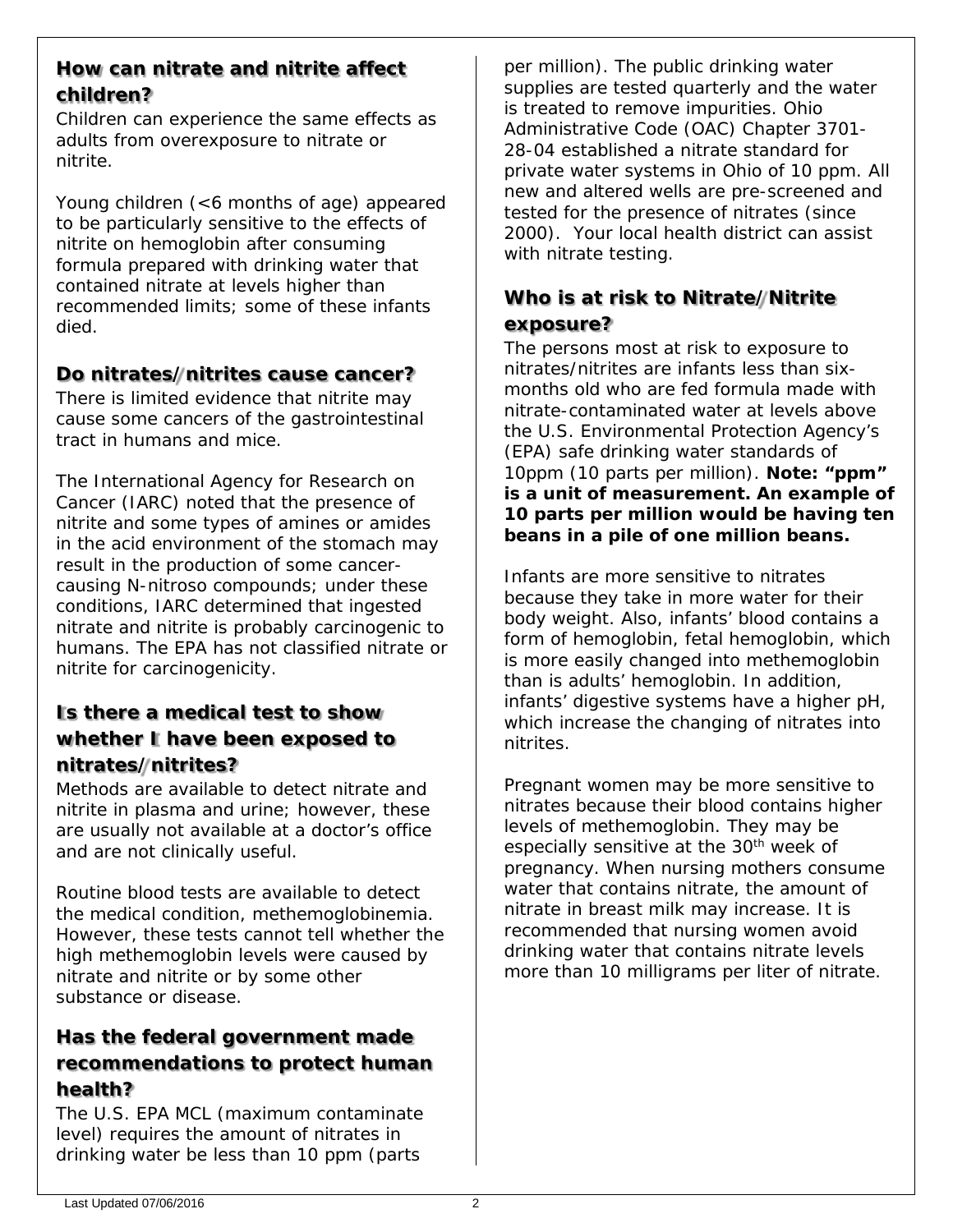## How can nitrate and nitrite affect children?

Children can experience the same effects as adults from overexposure to nitrate or nitrite.

Young children (<6 months of age) appeared to be particularly sensitive to the effects of nitrite on hemoglobin after consuming formula prepared with drinking water that contained nitrate at levels higher than recommended limits; some of these infants died.

## Do nitrates/nitrites cause cancer?

There is limited evidence that nitrite may cause some cancers of the gastrointestinal tract in humans and mice.

The International Agency for Research on Cancer (IARC) noted that the presence of nitrite and some types of amines or amides in the acid environment of the stomach may result in the production of some cancer-causing N-nitroso compounds; under these conditions, IARC determined that ingested nitrate and nitrite is probably carcinogenic to humans. The EPA has not classified nitrate or nitrite for carcinogenicity.

## Is there a medical test to show whether I have been exposed to nitrates/nitrites?

Methods are available to detect nitrate and nitrite in plasma and urine; however, these are usually not available at a doctor's office and are not clinically useful.

Routine blood tests are available to detect the medical condition, methemoglobinemia. However, these tests cannot tell whether the high methemoglobin levels were caused by nitrate and nitrite or by some other substance or disease.

## Has the federal government made recommendations to protect human health?

The U.S. EPA MCL (maximum contaminate level) requires the amount of nitrates in drinking water be less than 10 ppm (parts per million). The public drinking water supplies are tested quarterly and the water is treated to remove impurities. Ohio Administrative Code (OAC) Chapter 3701-28-04 established a nitrate standard for private water systems in Ohio of 10 ppm. All new and altered wells are pre-screened and tested for the presence of nitrates (since 2000). Your local health district can assist with nitrate testing.

## Who is at risk to Nitrate/Nitrite exposure?

The persons most at risk to exposure to nitrates/nitrites are infants less than six-months old who are fed formula made with nitrate-contaminated water at levels above the U.S. Environmental Protection Agency's (EPA) safe drinking water standards of 10ppm (10 parts per million). **Note: "ppm" is a unit of measurement. An example of 10 parts per million would be having ten beans in a pile of one million beans.**

Infants are more sensitive to nitrates because they take in more water for their body weight. Also, infants' blood contains a form of hemoglobin, fetal hemoglobin, which is more easily changed into methemoglobin than is adults' hemoglobin. In addition, infants' digestive systems have a higher pH, which increase the changing of nitrates into nitrites.

Pregnant women may be more sensitive to nitrates because their blood contains higher levels of methemoglobin. They may be especially sensitive at the 30th week of pregnancy. When nursing mothers consume water that contains nitrate, the amount of nitrate in breast milk may increase. It is recommended that nursing women avoid drinking water that contains nitrate levels more than 10 milligrams per liter of nitrate.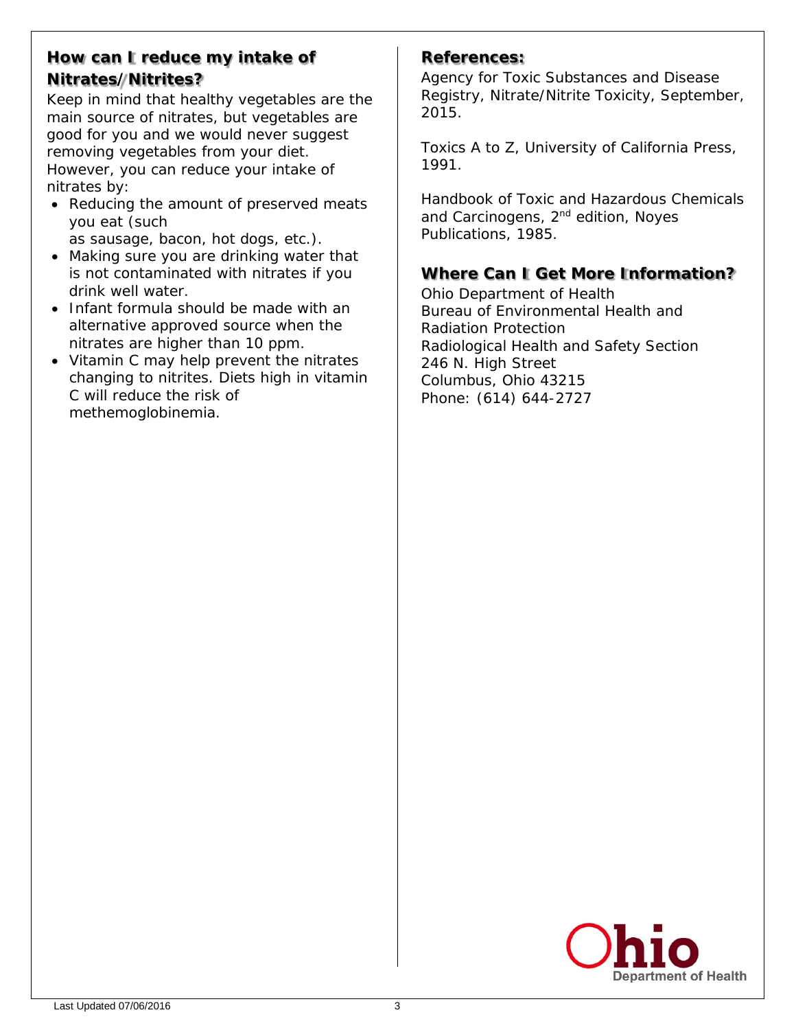## How can I reduce my intake of Nitrates/Nitrites?

Keep in mind that healthy vegetables are the main source of nitrates, but vegetables are good for you and we would never suggest removing vegetables from your diet. However, you can reduce your intake of nitrates by:

- Reducing the amount of preserved meats you eat (such as sausage, bacon, hot dogs, etc.).
- Making sure you are drinking water that is not contaminated with nitrates if you drink well water.
- Infant formula should be made with an alternative approved source when the nitrates are higher than 10 ppm.
- Vitamin C may help prevent the nitrates changing to nitrites. Diets high in vitamin C will reduce the risk of methemoglobinemia.

## References:

Agency for Toxic Substances and Disease Registry, Nitrate/Nitrite Toxicity, September, 2015.

Toxics A to Z, University of California Press, 1991.

Handbook of Toxic and Hazardous Chemicals and Carcinogens, 2nd edition, Noyes Publications, 1985.

## Where Can I Get More Information?

Ohio Department of Health
Bureau of Environmental Health and Radiation Protection
Radiological Health and Safety Section
246 N. High Street
Columbus, Ohio 43215
Phone: (614) 644-2727

Ohio Department of Health

Last Updated 07/06/2016